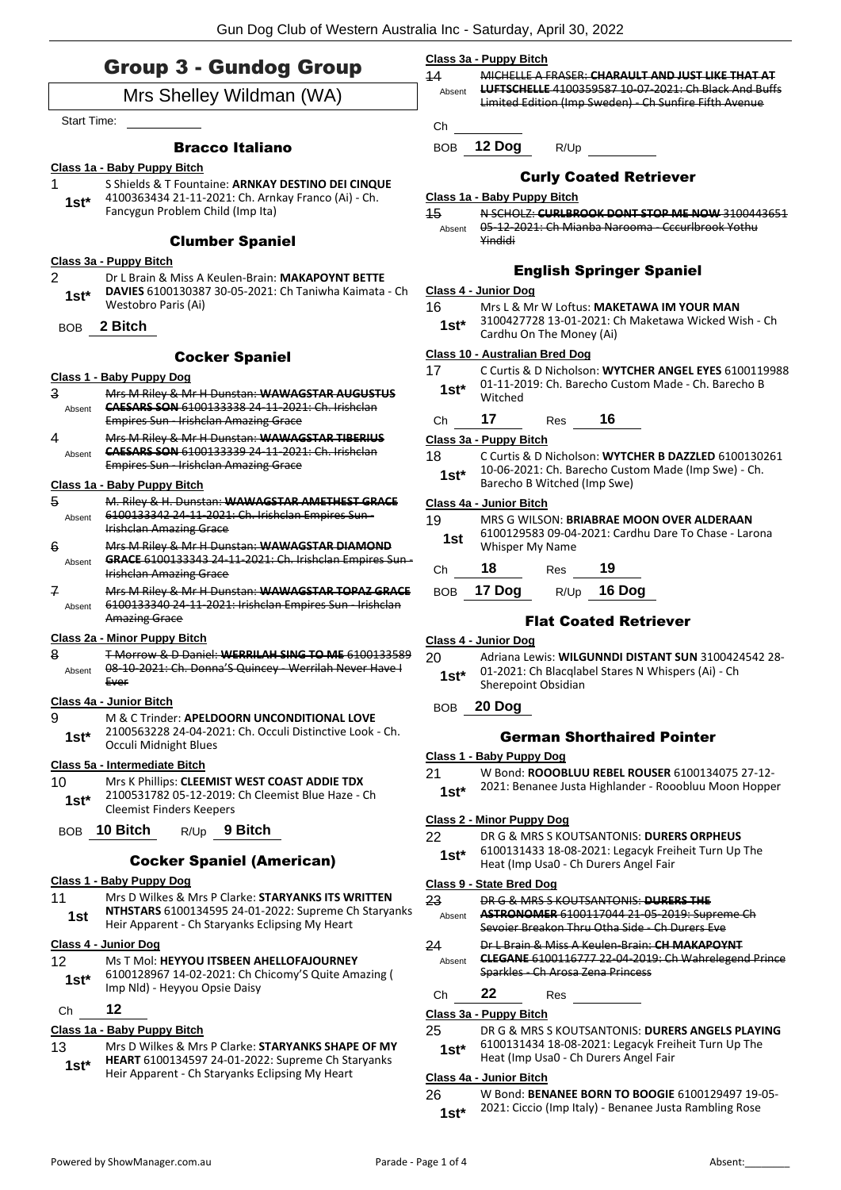# Group 3 - Gundog Group

## Mrs Shelley Wildman (WA)

Start Time: ___________

### Bracco Italiano

**Class 1a - Baby Puppy Bitch**

1 — 1st* — S Shields & T Fountaine: **ARNKAY DESTINO DEI CINQUE** 4100363434 21-11-2021: Ch. Arnkay Franco (Ai) - Ch. Fancygun Problem Child (Imp Ita)

### Clumber Spaniel

**Class 3a - Puppy Bitch**

2 — 1st* — Dr L Brain & Miss A Keulen-Brain: **MAKAPOYNT BETTE DAVIES** 6100130387 30-05-2021: Ch Taniwha Kaimata - Ch Westobro Paris (Ai)

BOB **2 Bitch**

### Cocker Spaniel

**Class 1 - Baby Puppy Dog**

3 — Absent — ~~Mrs M Riley & Mr H Dunstan: **WAWAGSTAR AUGUSTUS CAESARS SON** 6100133338 24-11-2021: Ch. Irishclan Empires Sun - Irishclan Amazing Grace~~

4 — Absent — ~~Mrs M Riley & Mr H Dunstan: **WAWAGSTAR TIBERIUS CAESARS SON** 6100133339 24-11-2021: Ch. Irishclan Empires Sun - Irishclan Amazing Grace~~

**Class 1a - Baby Puppy Bitch**

5 — Absent — ~~M. Riley & H. Dunstan: **WAWAGSTAR AMETHEST GRACE** 6100133342 24-11-2021: Ch. Irishclan Empires Sun - Irishclan Amazing Grace~~

6 — Absent — ~~Mrs M Riley & Mr H Dunstan: **WAWAGSTAR DIAMOND GRACE** 6100133343 24-11-2021: Ch. Irishclan Empires Sun - Irishclan Amazing Grace~~

7 — Absent — ~~Mrs M Riley & Mr H Dunstan: **WAWAGSTAR TOPAZ GRACE** 6100133340 24-11-2021: Irishclan Empires Sun - Irishclan Amazing Grace~~

**Class 2a - Minor Puppy Bitch**

8 — Absent — ~~T Morrow & D Daniel: **WERRILAH SING TO ME** 6100133589 08-10-2021: Ch. Donna'S Quincey - Werrilah Never Have I Ever~~

**Class 4a - Junior Bitch**

9 — 1st* — M & C Trinder: **APELDOORN UNCONDITIONAL LOVE** 2100563228 24-04-2021: Ch. Occuli Distinctive Look - Ch. Occuli Midnight Blues

**Class 5a - Intermediate Bitch**

10 — 1st* — Mrs K Phillips: **CLEEMIST WEST COAST ADDIE TDX** 2100531782 05-12-2019: Ch Cleemist Blue Haze - Ch Cleemist Finders Keepers

BOB **10 Bitch** R/Up **9 Bitch**

### Cocker Spaniel (American)

**Class 1 - Baby Puppy Dog**

11 — 1st — Mrs D Wilkes & Mrs P Clarke: **STARYANKS ITS WRITTEN NTHSTARS** 6100134595 24-01-2022: Supreme Ch Staryanks Heir Apparent - Ch Staryanks Eclipsing My Heart

**Class 4 - Junior Dog**

12 — 1st* — Ms T Mol: **HEYYOU ITSBEEN AHELLOFAJOURNEY** 6100128967 14-02-2021: Ch Chicomy'S Quite Amazing ( Imp Nld) - Heyyou Opsie Daisy

Ch **12**

**Class 1a - Baby Puppy Bitch**

13 — 1st* — Mrs D Wilkes & Mrs P Clarke: **STARYANKS SHAPE OF MY HEART** 6100134597 24-01-2022: Supreme Ch Staryanks Heir Apparent - Ch Staryanks Eclipsing My Heart

**Class 3a - Puppy Bitch**

14 — Absent — ~~MICHELLE A FRASER: **CHARAULT AND JUST LIKE THAT AT LUFTSCHELLE** 4100359587 10-07-2021: Ch Black And Buffs Limited Edition (Imp Sweden) - Ch Sunfire Fifth Avenue~~

Ch ___________

BOB **12 Dog** R/Up ___________

### Curly Coated Retriever

**Class 1a - Baby Puppy Bitch**

15 — Absent — ~~N SCHOLZ: **CURLBROOK DONT STOP ME NOW** 3100443651 05-12-2021: Ch Mianba Narooma - Cccurlbrook Yothu Yindidi~~

### English Springer Spaniel

**Class 4 - Junior Dog**

16 — 1st* — Mrs L & Mr W Loftus: **MAKETAWA IM YOUR MAN** 3100427728 13-01-2021: Ch Maketawa Wicked Wish - Ch Cardhu On The Money (Ai)

**Class 10 - Australian Bred Dog**

17 — 1st* — C Curtis & D Nicholson: **WYTCHER ANGEL EYES** 6100119988 01-11-2019: Ch. Barecho Custom Made - Ch. Barecho B Witched

Ch **17** Res **16**

**Class 3a - Puppy Bitch**

18 — 1st* — C Curtis & D Nicholson: **WYTCHER B DAZZLED** 6100130261 10-06-2021: Ch. Barecho Custom Made (Imp Swe) - Ch. Barecho B Witched (Imp Swe)

**Class 4a - Junior Bitch**

19 — 1st — MRS G WILSON: **BRIABRAE MOON OVER ALDERAAN** 6100129583 09-04-2021: Cardhu Dare To Chase - Larona Whisper My Name

Ch **18** Res **19**

BOB **17 Dog** R/Up **16 Dog**

### Flat Coated Retriever

**Class 4 - Junior Dog**

20 — 1st* — Adriana Lewis: **WILGUNNDI DISTANT SUN** 3100424542 28-01-2021: Ch Blacqlabel Stares N Whispers (Ai) - Ch Sherepoint Obsidian

BOB **20 Dog**

### German Shorthaired Pointer

**Class 1 - Baby Puppy Dog**

21 — 1st* — W Bond: **ROOOBLUU REBEL ROUSER** 6100134075 27-12-2021: Benanee Justa Highlander - Roooblu Moon Hopper

**Class 2 - Minor Puppy Dog**

22 — 1st* — DR G & MRS S KOUTSANTONIS: **DURERS ORPHEUS** 6100131433 18-08-2021: Legacyk Freiheit Turn Up The Heat (Imp Usa0 - Ch Durers Angel Fair

**Class 9 - State Bred Dog**

23 — Absent — ~~DR G & MRS S KOUTSANTONIS: **DURERS THE ASTRONOMER** 6100117044 21-05-2019: Supreme Ch Sevoier Breakon Thru Otha Side - Ch Durers Eve~~

24 — Absent — ~~Dr L Brain & Miss A Keulen-Brain: **CH MAKAPOYNT CLEGANE** 6100116777 22-04-2019: Ch Wahrelegend Prince Sparkles - Ch Arosa Zena Princess~~

Ch **22** Res ___________

**Class 3a - Puppy Bitch**

25 — 1st* — DR G & MRS S KOUTSANTONIS: **DURERS ANGELS PLAYING** 6100131434 18-08-2021: Legacyk Freiheit Turn Up The Heat (Imp Usa0 - Ch Durers Angel Fair

**Class 4a - Junior Bitch**

26 — 1st* — W Bond: **BENANEE BORN TO BOOGIE** 6100129497 19-05-2021: Ciccio (Imp Italy) - Benanee Justa Rambling Rose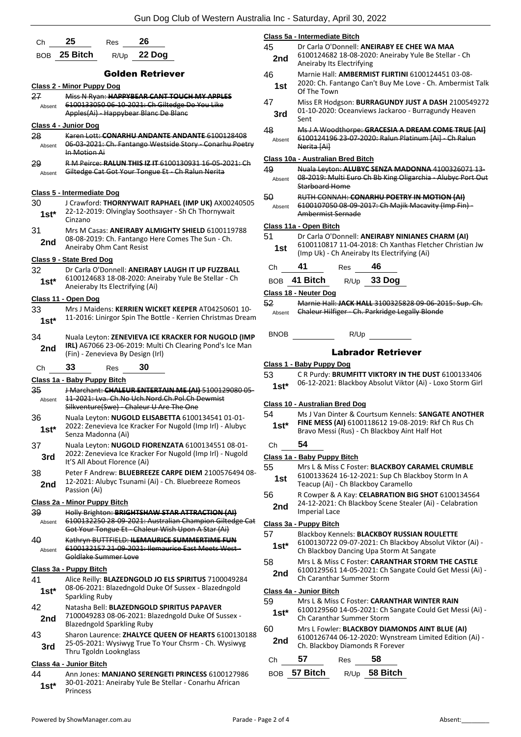Ch **25** Res **26**

BOB **25 Bitch** R/Up **22 Dog**

## Golden Retriever

### Class 2 - Minor Puppy Dog

27 Absent ~~Miss N Ryan: **HAPPYBEAR CANT TOUCH MY APPLES** 6100133050 06-10-2021: Ch Giltedge Do You Like Apples(Ai) - Happybear Blanc De Blanc~~

### Class 4 - Junior Dog

28 Absent ~~Karen Lott: **CONARHU ANDANTE ANDANTE** 6100128408 06-03-2021: Ch. Fantango Westside Story - Conarhu Poetry In Motion Ai~~

29 Absent ~~R M Peirce: **RALUN THIS IZ IT** 6100130931 16-05-2021: Ch Giltedge Cat Got Your Tongue Et - Ch Ralun Nerita~~

### Class 5 - Intermediate Dog

30 **1st*** J Crawford: **THORNYWAIT RAPHAEL (IMP UK)** AX00240505 22-12-2019: Olvinglay Soothsayer - Sh Ch Thornywait Cinzano

31 **2nd** Mrs M Casas: **ANEIRABY ALMIGHTY SHIELD** 6100119788 08-08-2019: Ch. Fantango Here Comes The Sun - Ch. Aneiraby Ohm Cant Resist

### Class 9 - State Bred Dog

32 **1st*** Dr Carla O'Donnell: **ANEIRABY LAUGH IT UP FUZZBALL** 6100124683 18-08-2020: Aneiraby Yule Be Stellar - Ch Aneierabry Its Electrifying (Ai)

### Class 11 - Open Dog

33 **1st*** Mrs J Maidens: **KERRIEN WICKET KEEPER** AT04250601 10-11-2016: Linirgor Spin The Bottle - Kerrien Christmas Dream

34 **2nd** Nuala Leyton: **ZENEVIEVA ICE KRACKER FOR NUGOLD (IMP IRL)** A67066 23-06-2019: Multi Ch Clearing Pond's Ice Man (Fin) - Zenevieva By Design (Irl)

Ch **33** Res **30**

### Class 1a - Baby Puppy Bitch

35 Absent ~~J Marchant: **CHALEUR ENTERTAIN ME (AI)** 5100129080 05-11-2021: Lva. Ch.No Uch.Nord.Ch.Pol.Ch Dewmist Silkventure(Swe) - Chaleur U Are The One~~

36 **1st*** Nuala Leyton: **NUGOLD ELISABETTA** 6100134541 01-01-2022: Zenevieva Ice Kracker For Nugold (Imp Irl) - Alubyc Senza Madonna (Ai)

37 **3rd** Nuala Leyton: **NUGOLD FIORENZATA** 6100134551 08-01-2022: Zenevieva Ice Kracker For Nugold (Imp Irl) - Nugold It'S All About Florence (Ai)

38 **2nd** Peter F Andrew: **BLUEBREEZE CARPE DIEM** 2100576494 08-12-2021: Alubyc Tsunami (Ai) - Ch. Bluebreeze Romeos Passion (Ai)

### Class 2a - Minor Puppy Bitch

39 Absent ~~Holly Brighton: **BRIGHTSHAW STAR ATTRACTION (AI)** 6100132250 28-09-2021: Australian Champion Giltedge Cat Got Your Tongue Et - Chaleur Wish Upon A Star (Ai)~~

40 Absent ~~Kathryn BUTTFIELD: **ILEMAURICE SUMMERTIME FUN** 6100132157 21-09-2021: Ilemaurice East Meets West - Goldlake Summer Love~~

### Class 3a - Puppy Bitch

41 **1st*** Alice Reilly: **BLAZEDNGOLD JO ELS SPIRITUS** 7100049284 08-06-2021: Blazedngold Duke Of Sussex - Blazedngold Sparkling Ruby

42 **2nd** Natasha Bell: **BLAZEDNGOLD SPIRITUS PAPAVER** 7100049283 08-06-2021: Blazedngold Duke Of Sussex - Blazedngold Sparkling Ruby

43 **3rd** Sharon Laurence: **ZHALYCE QUEEN OF HEARTS** 6100130188 25-05-2021: Wysiwyg True To Your Chsrm - Ch. Wysiwyg Thru Tgoldn Lookngla ss

### Class 4a - Junior Bitch

44 **1st*** Ann Jones: **MANJANO SERENGETI PRINCESS** 6100127986 30-01-2021: Aneiraby Yule Be Stellar - Conarhu African Princess

### Class 5a - Intermediate Bitch

45 **2nd** Dr Carla O'Donnell: **ANEIRABY EE CHEE WA MAA** 6100124682 18-08-2020: Aneiraby Yule Be Stellar - Ch Aneiraby Its Electrifying

46 **1st** Marnie Hall: **AMBERMIST FLIRTINI** 6100124451 03-08-2020: Ch. Fantango Can't Buy Me Love - Ch. Ambermist Talk Of The Town

47 **3rd** Miss ER Hodgson: **BURRAGUNDY JUST A DASH** 2100549272 01-10-2020: Oceanviews Jackaroo - Burragundy Heaven Sent

48 Absent ~~Ms J A Woodthorpe: **GRACESIA A DREAM COME TRUE [AI]** 6100124196 23-07-2020: Ralun Platinum [Ai] - Ch Ralun Nerita [Ai]~~

### Class 10a - Australian Bred Bitch

49 Absent ~~Nuala Leyton: **ALUBYC SENZA MADONNA** 4100326071 13-08-2019: Multi Euro Ch Bb King Oligarchia - Alubyc Port Out Starboard Home~~

50 Absent ~~RUTH CONNAH: **CONARHU POETRY IN MOTION (AI)** 6100107050 08-09-2017: Ch Majik Macavity (Imp Fin) - Ambermist Sernade~~

### Class 11a - Open Bitch

51 **1st** Dr Carla O'Donnell: **ANEIRABY NINIANES CHARM (AI)** 6100110817 11-04-2018: Ch Xanthas Fletcher Christian Jw (Imp Uk) - Ch Aneiraby Its Electrifying (Ai)

Ch **41** Res **46**

BOB **41 Bitch** R/Up **33 Dog**

### Class 18 - Neuter Dog

52 Absent ~~Marnie Hall: **JACK HALL** 3100325828 09-06-2015: Sup. Ch. Chaleur Hilfiger - Ch. Parkridge Legally Blonde~~

BNOB ________ R/Up ________

## Labrador Retriever

### Class 1 - Baby Puppy Dog

53 **1st*** C R Purdy: **BRUMFITT VIKTORY IN THE DUST** 6100133406 06-12-2021: Blackboy Absolut Viktor (Ai) - Loxo Storm Girl

### Class 10 - Australian Bred Dog

54 **1st*** Ms J Van Dinter & Courtsum Kennels: **SANGATE ANOTHER FINE MESS (AI)** 6100118612 19-08-2019: Rkf Ch Rus Ch Bravo Messi (Rus) - Ch Blackboy Aint Half Hot

Ch **54**

### Class 1a - Baby Puppy Bitch

55 **1st** Mrs L & Miss C Foster: **BLACKBOY CARAMEL CRUMBLE** 6100133624 16-12-2021: Sup Ch Blackboy Storm In A Teacup (Ai) - Ch Blackboy Caramello

56 **2nd** R Cowper & A Kay: **CELABRATION BIG SHOT** 6100134564 24-12-2021: Ch Blackboy Scene Stealer (Ai) - Celabration Imperial Lace

### Class 3a - Puppy Bitch

57 **1st*** Blackboy Kennels: **BLACKBOY RUSSIAN ROULETTE** 6100130722 09-07-2021: Ch Blackboy Absolut Viktor (Ai) - Ch Blackboy Dancing Upa Storm At Sangate

58 **2nd** Mrs L & Miss C Foster: **CARANTHAR STORM THE CASTLE** 6100129561 14-05-2021: Ch Sangate Could Get Messi (Ai) - Ch Caranthar Summer Storm

### Class 4a - Junior Bitch

59 **1st*** Mrs L & Miss C Foster: **CARANTHAR WINTER RAIN** 6100129560 14-05-2021: Ch Sangate Could Get Messi (Ai) - Ch Caranthar Summer Storm

60 **2nd** Mrs L Fowler: **BLACKBOY DIAMONDS AINT BLUE (AI)** 6100126744 06-12-2020: Wynstream Limited Edition (Ai) - Ch. Blackboy Diamonds R Forever

Ch **57** Res **58**

BOB **57 Bitch** R/Up **58 Bitch**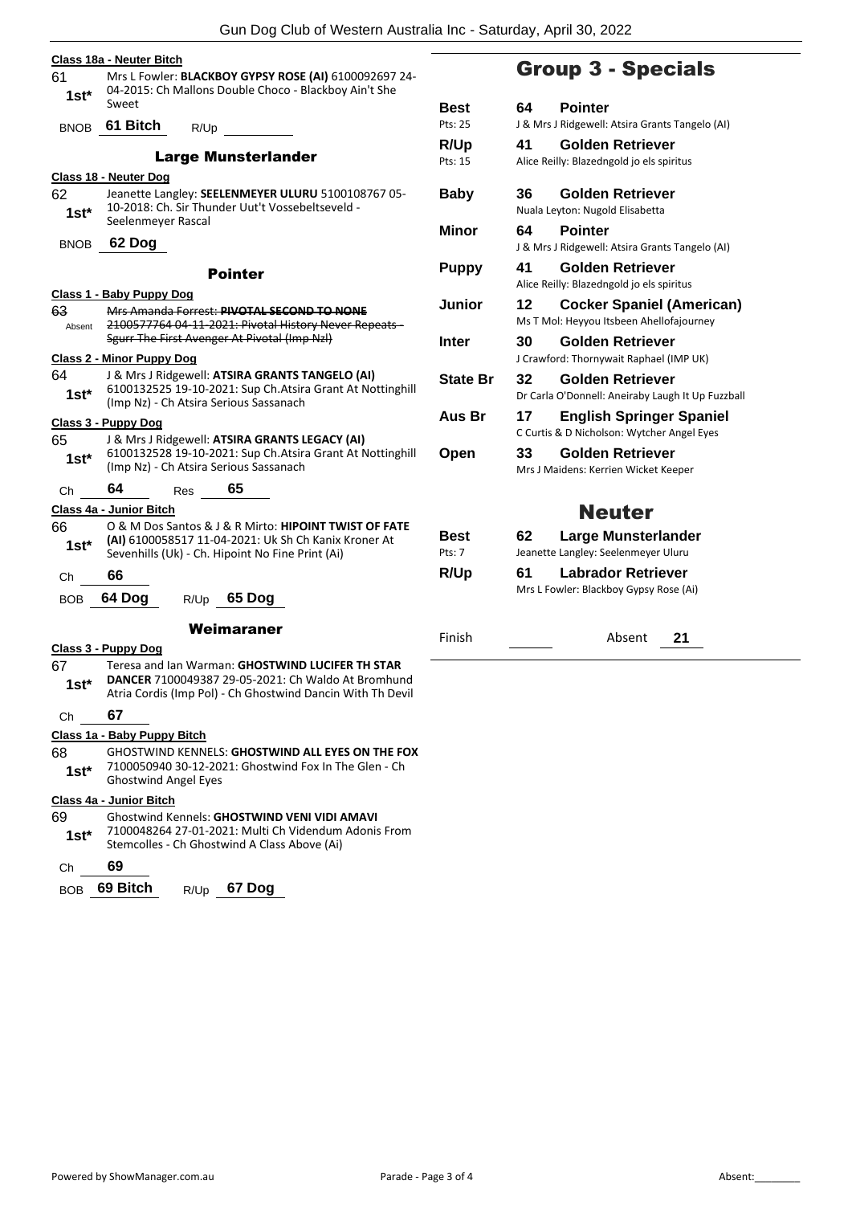**Class 18a - Neuter Bitch**

61 — **1st*** — Mrs L Fowler: **BLACKBOY GYPSY ROSE (AI)** 6100092697 24-04-2015: Ch Mallons Double Choco - Blackboy Ain't She Sweet

BNOB **61 Bitch** R/Up

### Large Munsterlander

**Class 18 - Neuter Dog**

62 — **1st*** — Jeanette Langley: **SEELENMEYER ULURU** 5100108767 05-10-2018: Ch. Sir Thunder Uut't Vossebeltseveld - Seelenmeyer Rascal

BNOB **62 Dog**

### Pointer

**Class 1 - Baby Puppy Dog**

63 — Absent — ~~Mrs Amanda Forrest: **PIVOTAL SECOND TO NONE** 2100577764 04-11-2021: Pivotal History Never Repeats - Sgurr The First Avenger At Pivotal (Imp Nzl)~~

**Class 2 - Minor Puppy Dog**

64 — **1st*** — J & Mrs J Ridgewell: **ATSIRA GRANTS TANGELO (AI)** 6100132525 19-10-2021: Sup Ch.Atsira Grant At Nottinghill (Imp Nz) - Ch Atsira Serious Sassanach

**Class 3 - Puppy Dog**

65 — **1st*** — J & Mrs J Ridgewell: **ATSIRA GRANTS LEGACY (AI)** 6100132528 19-10-2021: Sup Ch.Atsira Grant At Nottinghill (Imp Nz) - Ch Atsira Serious Sassanach

Ch **64** Res **65**

**Class 4a - Junior Bitch**

66 — **1st*** — O & M Dos Santos & J & R Mirto: **HIPOINT TWIST OF FATE (AI)** 6100058517 11-04-2021: Uk Sh Ch Kanix Kroner At Sevenhills (Uk) - Ch. Hipoint No Fine Print (Ai)

Ch **66**

BOB **64 Dog** R/Up **65 Dog**

### Weimaraner

**Class 3 - Puppy Dog**

67 — **1st*** — Teresa and Ian Warman: **GHOSTWIND LUCIFER TH STAR DANCER** 7100049387 29-05-2021: Ch Waldo At Bromhund Atria Cordis (Imp Pol) - Ch Ghostwind Dancin With Th Devil

Ch **67**

**Class 1a - Baby Puppy Bitch**

68 — **1st*** — GHOSTWIND KENNELS: **GHOSTWIND ALL EYES ON THE FOX** 7100050940 30-12-2021: Ghostwind Fox In The Glen - Ch Ghostwind Angel Eyes

**Class 4a - Junior Bitch**

69 — **1st*** — Ghostwind Kennels: **GHOSTWIND VENI VIDI AMAVI** 7100048264 27-01-2021: Multi Ch Videndum Adonis From Stemcolles - Ch Ghostwind A Class Above (Ai)

Ch **69**

BOB **69 Bitch** R/Up **67 Dog**

## Group 3 - Specials

| | | |
|---|---|---|
| **Best** (Pts: 25) | **64 Pointer** | J & Mrs J Ridgewell: Atsira Grants Tangelo (AI) |
| **R/Up** (Pts: 15) | **41 Golden Retriever** | Alice Reilly: Blazedngold jo els spiritus |
| **Baby** | **36 Golden Retriever** | Nuala Leyton: Nugold Elisabetta |
| **Minor** | **64 Pointer** | J & Mrs J Ridgewell: Atsira Grants Tangelo (AI) |
| **Puppy** | **41 Golden Retriever** | Alice Reilly: Blazedngold jo els spiritus |
| **Junior** | **12 Cocker Spaniel (American)** | Ms T Mol: Heyyou Itsbeen Ahellofajourney |
| **Inter** | **30 Golden Retriever** | J Crawford: Thornywait Raphael (IMP UK) |
| **State Br** | **32 Golden Retriever** | Dr Carla O'Donnell: Aneiraby Laugh It Up Fuzzball |
| **Aus Br** | **17 English Springer Spaniel** | C Curtis & D Nicholson: Wytcher Angel Eyes |
| **Open** | **33 Golden Retriever** | Mrs J Maidens: Kerrien Wicket Keeper |

## Neuter

| | | |
|---|---|---|
| **Best** (Pts: 7) | **62 Large Munsterlander** | Jeanette Langley: Seelenmeyer Uluru |
| **R/Up** | **61 Labrador Retriever** | Mrs L Fowler: Blackboy Gypsy Rose (Ai) |

Finish ______ Absent **21**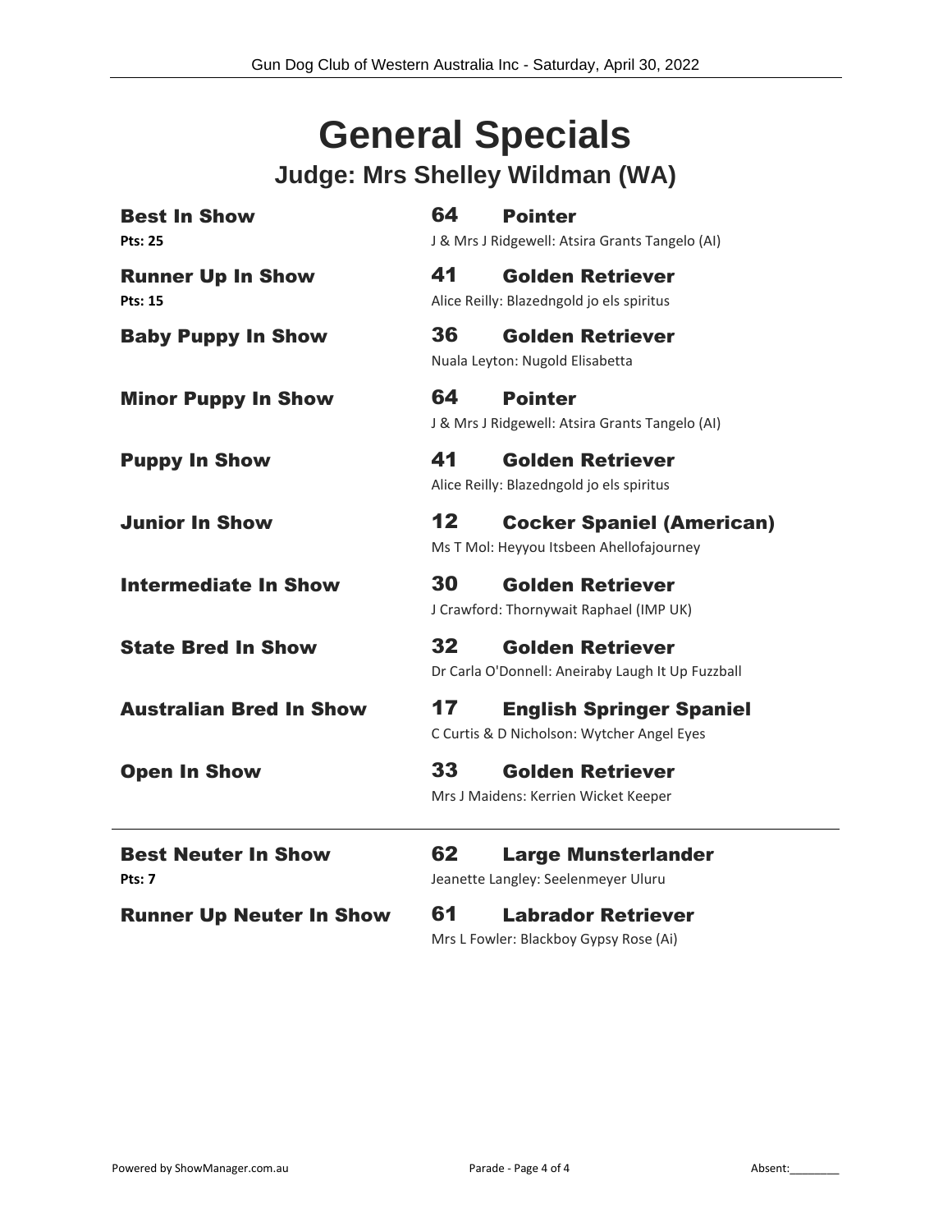# General Specials

## Judge: Mrs Shelley Wildman (WA)

| | | | |
|---|---|---|---|
| **Best In Show** | **64** | **Pointer** | |
| **Pts: 25** | J & Mrs J Ridgewell: Atsira Grants Tangelo (AI) | | |
| **Runner Up In Show** | **41** | **Golden Retriever** | |
| **Pts: 15** | Alice Reilly: Blazedngold jo els spiritus | | |
| **Baby Puppy In Show** | **36** | **Golden Retriever** | |
| | Nuala Leyton: Nugold Elisabetta | | |
| **Minor Puppy In Show** | **64** | **Pointer** | |
| | J & Mrs J Ridgewell: Atsira Grants Tangelo (AI) | | |
| **Puppy In Show** | **41** | **Golden Retriever** | |
| | Alice Reilly: Blazedngold jo els spiritus | | |
| **Junior In Show** | **12** | **Cocker Spaniel (American)** | |
| | Ms T Mol: Heyyou Itsbeen Ahellofajourney | | |
| **Intermediate In Show** | **30** | **Golden Retriever** | |
| | J Crawford: Thornywait Raphael (IMP UK) | | |
| **State Bred In Show** | **32** | **Golden Retriever** | |
| | Dr Carla O'Donnell: Aneiraby Laugh It Up Fuzzball | | |
| **Australian Bred In Show** | **17** | **English Springer Spaniel** | |
| | C Curtis & D Nicholson: Wytcher Angel Eyes | | |
| **Open In Show** | **33** | **Golden Retriever** | |
| | Mrs J Maidens: Kerrien Wicket Keeper | | |

---

| | | | |
|---|---|---|---|
| **Best Neuter In Show** | **62** | **Large Munsterlander** | |
| **Pts: 7** | Jeanette Langley: Seelenmeyer Uluru | | |
| **Runner Up Neuter In Show** | **61** | **Labrador Retriever** | |
| | Mrs L Fowler: Blackboy Gypsy Rose (Ai) | | |

Absent:________